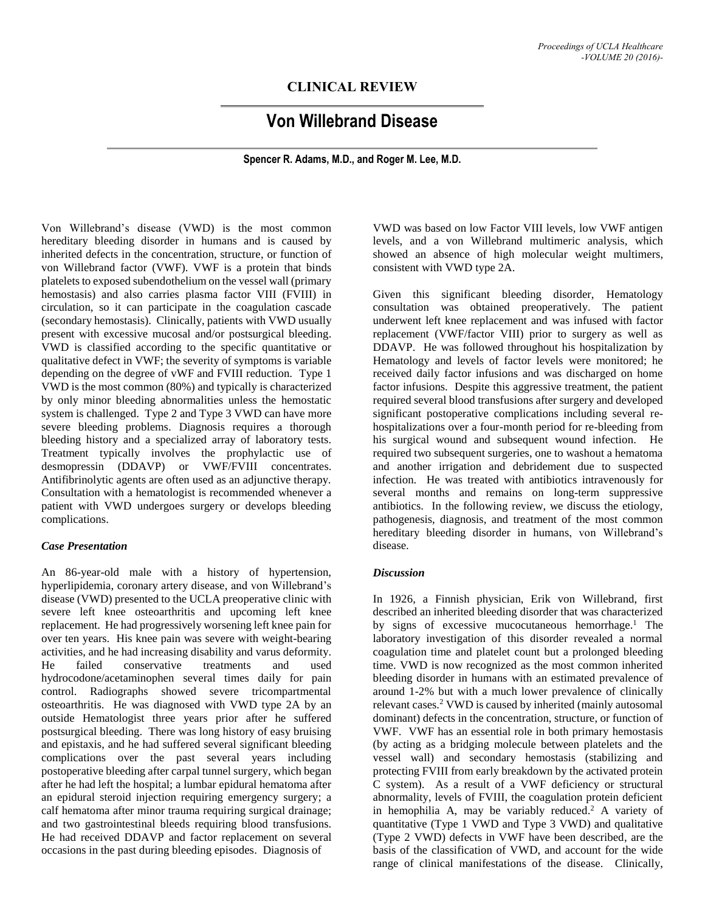**CLINICAL REVIEW**

# Von Willebrand Disease

**Spencer R. Adams, M.D., and Roger M. Lee, M.D.**

Von Willebrand's disease (VWD) is the most common hereditary bleeding disorder in humans and is caused by inherited defects in the concentration, structure, or function of von Willebrand factor (VWF). VWF is a protein that binds platelets to exposed subendothelium on the vessel wall (primary hemostasis) and also carries plasma factor VIII (FVIII) in circulation, so it can participate in the coagulation cascade (secondary hemostasis). Clinically, patients with VWD usually present with excessive mucosal and/or postsurgical bleeding. VWD is classified according to the specific quantitative or qualitative defect in VWF; the severity of symptoms is variable depending on the degree of vWF and FVIII reduction. Type 1 VWD is the most common (80%) and typically is characterized by only minor bleeding abnormalities unless the hemostatic system is challenged. Type 2 and Type 3 VWD can have more severe bleeding problems. Diagnosis requires a thorough bleeding history and a specialized array of laboratory tests. Treatment typically involves the prophylactic use of desmopressin (DDAVP) or VWF/FVIII concentrates. Antifibrinolytic agents are often used as an adjunctive therapy. Consultation with a hematologist is recommended whenever a patient with VWD undergoes surgery or develops bleeding complications.

### *Case Presentation*

An 86-year-old male with a history of hypertension, hyperlipidemia, coronary artery disease, and von Willebrand's disease (VWD) presented to the UCLA preoperative clinic with severe left knee osteoarthritis and upcoming left knee replacement. He had progressively worsening left knee pain for over ten years. His knee pain was severe with weight-bearing activities, and he had increasing disability and varus deformity. He failed conservative treatments and used hydrocodone/acetaminophen several times daily for pain control. Radiographs showed severe tricompartmental osteoarthritis. He was diagnosed with VWD type 2A by an outside Hematologist three years prior after he suffered postsurgical bleeding. There was long history of easy bruising and epistaxis, and he had suffered several significant bleeding complications over the past several years including postoperative bleeding after carpal tunnel surgery, which began after he had left the hospital; a lumbar epidural hematoma after an epidural steroid injection requiring emergency surgery; a calf hematoma after minor trauma requiring surgical drainage; and two gastrointestinal bleeds requiring blood transfusions. He had received DDAVP and factor replacement on several occasions in the past during bleeding episodes. Diagnosis of VWD was based on low Factor VIII levels, low VWF antigen levels, and a von Willebrand multimeric analysis, which showed an absence of high molecular weight multimers, consistent with VWD type 2A.

Given this significant bleeding disorder, Hematology consultation was obtained preoperatively. The patient underwent left knee replacement and was infused with factor replacement (VWF/factor VIII) prior to surgery as well as DDAVP. He was followed throughout his hospitalization by Hematology and levels of factor levels were monitored; he received daily factor infusions and was discharged on home factor infusions. Despite this aggressive treatment, the patient required several blood transfusions after surgery and developed significant postoperative complications including several re-hospitalizations over a four-month period for re-bleeding from his surgical wound and subsequent wound infection. He required two subsequent surgeries, one to washout a hematoma and another irrigation and debridement due to suspected infection. He was treated with antibiotics intravenously for several months and remains on long-term suppressive antibiotics. In the following review, we discuss the etiology, pathogenesis, diagnosis, and treatment of the most common hereditary bleeding disorder in humans, von Willebrand's disease.

### *Discussion*

In 1926, a Finnish physician, Erik von Willebrand, first described an inherited bleeding disorder that was characterized by signs of excessive mucocutaneous hemorrhage.[1] The laboratory investigation of this disorder revealed a normal coagulation time and platelet count but a prolonged bleeding time. VWD is now recognized as the most common inherited bleeding disorder in humans with an estimated prevalence of around 1-2% but with a much lower prevalence of clinically relevant cases.[2] VWD is caused by inherited (mainly autosomal dominant) defects in the concentration, structure, or function of VWF. VWF has an essential role in both primary hemostasis (by acting as a bridging molecule between platelets and the vessel wall) and secondary hemostasis (stabilizing and protecting FVIII from early breakdown by the activated protein C system). As a result of a VWF deficiency or structural abnormality, levels of FVIII, the coagulation protein deficient in hemophilia A, may be variably reduced.[2] A variety of quantitative (Type 1 VWD and Type 3 VWD) and qualitative (Type 2 VWD) defects in VWF have been described, are the basis of the classification of VWD, and account for the wide range of clinical manifestations of the disease. Clinically,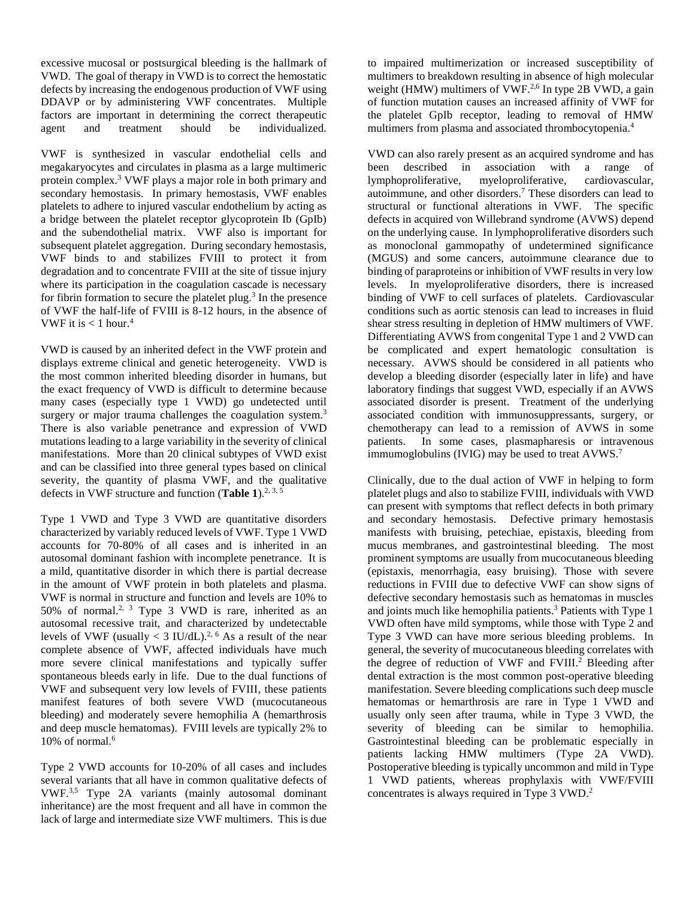excessive mucosal or postsurgical bleeding is the hallmark of VWD. The goal of therapy in VWD is to correct the hemostatic defects by increasing the endogenous production of VWF using DDAVP or by administering VWF concentrates. Multiple factors are important in determining the correct therapeutic agent and treatment should be individualized.

VWF is synthesized in vascular endothelial cells and megakaryocytes and circulates in plasma as a large multimeric protein complex.[3] VWF plays a major role in both primary and secondary hemostasis. In primary hemostasis, VWF enables platelets to adhere to injured vascular endothelium by acting as a bridge between the platelet receptor glycoprotein Ib (GpIb) and the subendothelial matrix. VWF also is important for subsequent platelet aggregation. During secondary hemostasis, VWF binds to and stabilizes FVIII to protect it from degradation and to concentrate FVIII at the site of tissue injury where its participation in the coagulation cascade is necessary for fibrin formation to secure the platelet plug.[3] In the presence of VWF the half-life of FVIII is 8-12 hours, in the absence of VWF it is < 1 hour.[4]

VWD is caused by an inherited defect in the VWF protein and displays extreme clinical and genetic heterogeneity. VWD is the most common inherited bleeding disorder in humans, but the exact frequency of VWD is difficult to determine because many cases (especially type 1 VWD) go undetected until surgery or major trauma challenges the coagulation system.[3] There is also variable penetrance and expression of VWD mutations leading to a large variability in the severity of clinical manifestations. More than 20 clinical subtypes of VWD exist and can be classified into three general types based on clinical severity, the quantity of plasma VWF, and the qualitative defects in VWF structure and function (**Table 1**).[2, 3, 5]

Type 1 VWD and Type 3 VWD are quantitative disorders characterized by variably reduced levels of VWF. Type 1 VWD accounts for 70-80% of all cases and is inherited in an autosomal dominant fashion with incomplete penetrance. It is a mild, quantitative disorder in which there is partial decrease in the amount of VWF protein in both platelets and plasma. VWF is normal in structure and function and levels are 10% to 50% of normal.[2, 3] Type 3 VWD is rare, inherited as an autosomal recessive trait, and characterized by undetectable levels of VWF (usually < 3 IU/dL).[2, 6] As a result of the near complete absence of VWF, affected individuals have much more severe clinical manifestations and typically suffer spontaneous bleeds early in life. Due to the dual functions of VWF and subsequent very low levels of FVIII, these patients manifest features of both severe VWD (mucocutaneous bleeding) and moderately severe hemophilia A (hemarthrosis and deep muscle hematomas). FVIII levels are typically 2% to 10% of normal.[6]

Type 2 VWD accounts for 10-20% of all cases and includes several variants that all have in common qualitative defects of VWF.[3,5] Type 2A variants (mainly autosomal dominant inheritance) are the most frequent and all have in common the lack of large and intermediate size VWF multimers. This is due to impaired multimerization or increased susceptibility of multimers to breakdown resulting in absence of high molecular weight (HMW) multimers of VWF.[2,6] In type 2B VWD, a gain of function mutation causes an increased affinity of VWF for the platelet GpIb receptor, leading to removal of HMW multimers from plasma and associated thrombocytopenia.[4]

VWD can also rarely present as an acquired syndrome and has been described in association with a range of lymphoproliferative, myeloproliferative, cardiovascular, autoimmune, and other disorders.[7] These disorders can lead to structural or functional alterations in VWF. The specific defects in acquired von Willebrand syndrome (AVWS) depend on the underlying cause. In lymphoproliferative disorders such as monoclonal gammopathy of undetermined significance (MGUS) and some cancers, autoimmune clearance due to binding of paraproteins or inhibition of VWF results in very low levels. In myeloproliferative disorders, there is increased binding of VWF to cell surfaces of platelets. Cardiovascular conditions such as aortic stenosis can lead to increases in fluid shear stress resulting in depletion of HMW multimers of VWF. Differentiating AVWS from congenital Type 1 and 2 VWD can be complicated and expert hematologic consultation is necessary. AVWS should be considered in all patients who develop a bleeding disorder (especially later in life) and have laboratory findings that suggest VWD, especially if an AVWS associated disorder is present. Treatment of the underlying associated condition with immunosuppressants, surgery, or chemotherapy can lead to a remission of AVWS in some patients. In some cases, plasmapharesis or intravenous immumoglobulins (IVIG) may be used to treat AVWS.[7]

Clinically, due to the dual action of VWF in helping to form platelet plugs and also to stabilize FVIII, individuals with VWD can present with symptoms that reflect defects in both primary and secondary hemostasis. Defective primary hemostasis manifests with bruising, petechiae, epistaxis, bleeding from mucus membranes, and gastrointestinal bleeding. The most prominent symptoms are usually from mucocutaneous bleeding (epistaxis, menorrhagia, easy bruising). Those with severe reductions in FVIII due to defective VWF can show signs of defective secondary hemostasis such as hematomas in muscles and joints much like hemophilia patients.[3] Patients with Type 1 VWD often have mild symptoms, while those with Type 2 and Type 3 VWD can have more serious bleeding problems. In general, the severity of mucocutaneous bleeding correlates with the degree of reduction of VWF and FVIII.[2] Bleeding after dental extraction is the most common post-operative bleeding manifestation. Severe bleeding complications such deep muscle hematomas or hemarthrosis are rare in Type 1 VWD and usually only seen after trauma, while in Type 3 VWD, the severity of bleeding can be similar to hemophilia. Gastrointestinal bleeding can be problematic especially in patients lacking HMW multimers (Type 2A VWD). Postoperative bleeding is typically uncommon and mild in Type 1 VWD patients, whereas prophylaxis with VWF/FVIII concentrates is always required in Type 3 VWD.[2]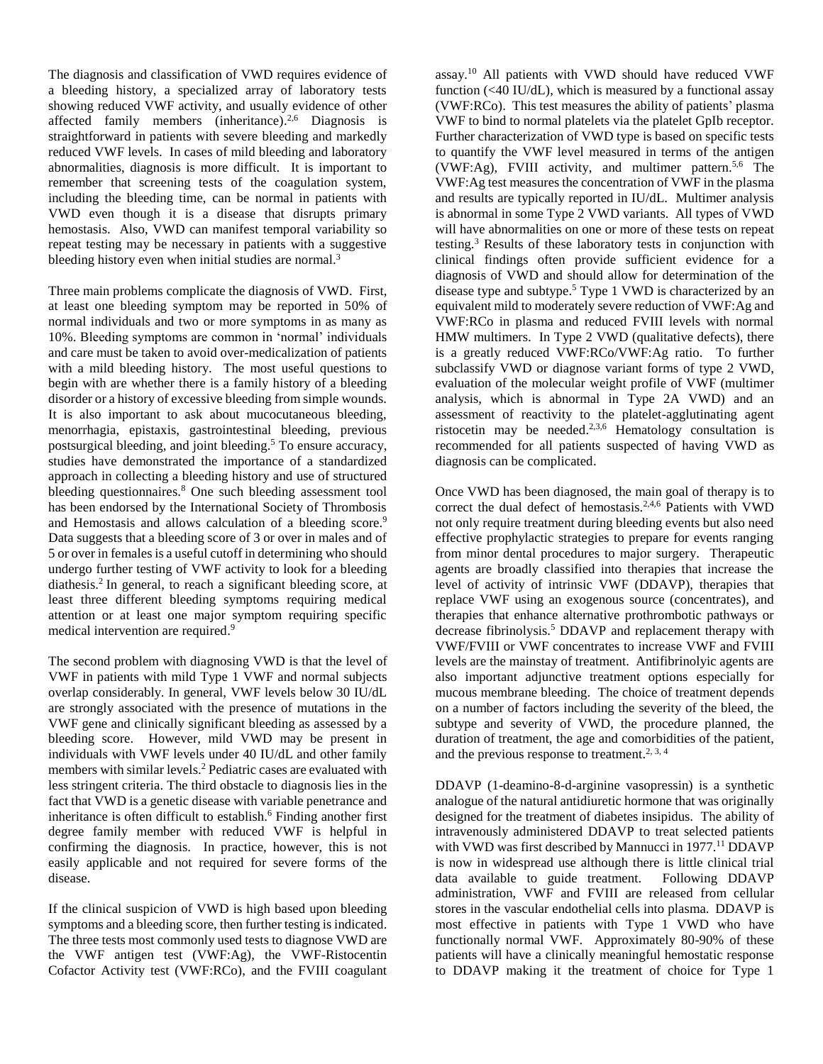The diagnosis and classification of VWD requires evidence of a bleeding history, a specialized array of laboratory tests showing reduced VWF activity, and usually evidence of other affected family members (inheritance).[2,6] Diagnosis is straightforward in patients with severe bleeding and markedly reduced VWF levels. In cases of mild bleeding and laboratory abnormalities, diagnosis is more difficult. It is important to remember that screening tests of the coagulation system, including the bleeding time, can be normal in patients with VWD even though it is a disease that disrupts primary hemostasis. Also, VWD can manifest temporal variability so repeat testing may be necessary in patients with a suggestive bleeding history even when initial studies are normal.[3]

Three main problems complicate the diagnosis of VWD. First, at least one bleeding symptom may be reported in 50% of normal individuals and two or more symptoms in as many as 10%. Bleeding symptoms are common in 'normal' individuals and care must be taken to avoid over-medicalization of patients with a mild bleeding history. The most useful questions to begin with are whether there is a family history of a bleeding disorder or a history of excessive bleeding from simple wounds. It is also important to ask about mucocutaneous bleeding, menorrhagia, epistaxis, gastrointestinal bleeding, previous postsurgical bleeding, and joint bleeding.[5] To ensure accuracy, studies have demonstrated the importance of a standardized approach in collecting a bleeding history and use of structured bleeding questionnaires.[8] One such bleeding assessment tool has been endorsed by the International Society of Thrombosis and Hemostasis and allows calculation of a bleeding score.[9] Data suggests that a bleeding score of 3 or over in males and of 5 or over in females is a useful cutoff in determining who should undergo further testing of VWF activity to look for a bleeding diathesis.[2] In general, to reach a significant bleeding score, at least three different bleeding symptoms requiring medical attention or at least one major symptom requiring specific medical intervention are required.[9]

The second problem with diagnosing VWD is that the level of VWF in patients with mild Type 1 VWF and normal subjects overlap considerably. In general, VWF levels below 30 IU/dL are strongly associated with the presence of mutations in the VWF gene and clinically significant bleeding as assessed by a bleeding score. However, mild VWD may be present in individuals with VWF levels under 40 IU/dL and other family members with similar levels.[2] Pediatric cases are evaluated with less stringent criteria. The third obstacle to diagnosis lies in the fact that VWD is a genetic disease with variable penetrance and inheritance is often difficult to establish.[6] Finding another first degree family member with reduced VWF is helpful in confirming the diagnosis. In practice, however, this is not easily applicable and not required for severe forms of the disease.

If the clinical suspicion of VWD is high based upon bleeding symptoms and a bleeding score, then further testing is indicated. The three tests most commonly used tests to diagnose VWD are the VWF antigen test (VWF:Ag), the VWF-Ristocentin Cofactor Activity test (VWF:RCo), and the FVIII coagulant assay.[10] All patients with VWD should have reduced VWF function (<40 IU/dL), which is measured by a functional assay (VWF:RCo). This test measures the ability of patients' plasma VWF to bind to normal platelets via the platelet GpIb receptor. Further characterization of VWD type is based on specific tests to quantify the VWF level measured in terms of the antigen (VWF:Ag), FVIII activity, and multimer pattern.[5,6] The VWF:Ag test measures the concentration of VWF in the plasma and results are typically reported in IU/dL. Multimer analysis is abnormal in some Type 2 VWD variants. All types of VWD will have abnormalities on one or more of these tests on repeat testing.[3] Results of these laboratory tests in conjunction with clinical findings often provide sufficient evidence for a diagnosis of VWD and should allow for determination of the disease type and subtype.[5] Type 1 VWD is characterized by an equivalent mild to moderately severe reduction of VWF:Ag and VWF:RCo in plasma and reduced FVIII levels with normal HMW multimers. In Type 2 VWD (qualitative defects), there is a greatly reduced VWF:RCo/VWF:Ag ratio. To further subclassify VWD or diagnose variant forms of type 2 VWD, evaluation of the molecular weight profile of VWF (multimer analysis, which is abnormal in Type 2A VWD) and an assessment of reactivity to the platelet-agglutinating agent ristocetin may be needed.[2,3,6] Hematology consultation is recommended for all patients suspected of having VWD as diagnosis can be complicated.

Once VWD has been diagnosed, the main goal of therapy is to correct the dual defect of hemostasis.[2,4,6] Patients with VWD not only require treatment during bleeding events but also need effective prophylactic strategies to prepare for events ranging from minor dental procedures to major surgery. Therapeutic agents are broadly classified into therapies that increase the level of activity of intrinsic VWF (DDAVP), therapies that replace VWF using an exogenous source (concentrates), and therapies that enhance alternative prothrombotic pathways or decrease fibrinolysis.[5] DDAVP and replacement therapy with VWF/FVIII or VWF concentrates to increase VWF and FVIII levels are the mainstay of treatment. Antifibrinolyic agents are also important adjunctive treatment options especially for mucous membrane bleeding. The choice of treatment depends on a number of factors including the severity of the bleed, the subtype and severity of VWD, the procedure planned, the duration of treatment, the age and comorbidities of the patient, and the previous response to treatment.[2, 3, 4]

DDAVP (1-deamino-8-d-arginine vasopressin) is a synthetic analogue of the natural antidiuretic hormone that was originally designed for the treatment of diabetes insipidus. The ability of intravenously administered DDAVP to treat selected patients with VWD was first described by Mannucci in 1977.[11] DDAVP is now in widespread use although there is little clinical trial data available to guide treatment. Following DDAVP administration, VWF and FVIII are released from cellular stores in the vascular endothelial cells into plasma. DDAVP is most effective in patients with Type 1 VWD who have functionally normal VWF. Approximately 80-90% of these patients will have a clinically meaningful hemostatic response to DDAVP making it the treatment of choice for Type 1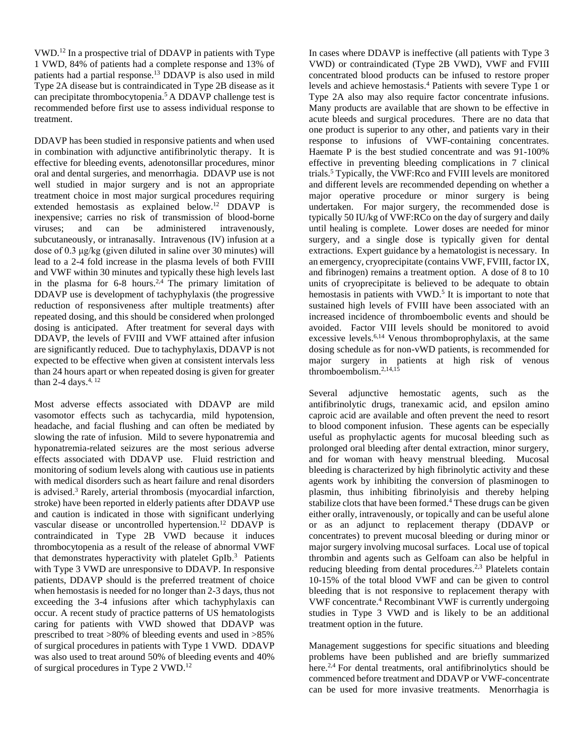VWD.[12] In a prospective trial of DDAVP in patients with Type 1 VWD, 84% of patients had a complete response and 13% of patients had a partial response.[13] DDAVP is also used in mild Type 2A disease but is contraindicated in Type 2B disease as it can precipitate thrombocytopenia.[5] A DDAVP challenge test is recommended before first use to assess individual response to treatment.

DDAVP has been studied in responsive patients and when used in combination with adjunctive antifibrinolytic therapy. It is effective for bleeding events, adenotonsillar procedures, minor oral and dental surgeries, and menorrhagia. DDAVP use is not well studied in major surgery and is not an appropriate treatment choice in most major surgical procedures requiring extended hemostasis as explained below.[12] DDAVP is inexpensive; carries no risk of transmission of blood-borne viruses; and can be administered intravenously, subcutaneously, or intranasally. Intravenous (IV) infusion at a dose of 0.3 μg/kg (given diluted in saline over 30 minutes) will lead to a 2-4 fold increase in the plasma levels of both FVIII and VWF within 30 minutes and typically these high levels last in the plasma for 6-8 hours.[2,4] The primary limitation of DDAVP use is development of tachyphylaxis (the progressive reduction of responsiveness after multiple treatments) after repeated dosing, and this should be considered when prolonged dosing is anticipated. After treatment for several days with DDAVP, the levels of FVIII and VWF attained after infusion are significantly reduced. Due to tachyphylaxis, DDAVP is not expected to be effective when given at consistent intervals less than 24 hours apart or when repeated dosing is given for greater than 2-4 days.[4, 12]

Most adverse effects associated with DDAVP are mild vasomotor effects such as tachycardia, mild hypotension, headache, and facial flushing and can often be mediated by slowing the rate of infusion. Mild to severe hyponatremia and hyponatremia-related seizures are the most serious adverse effects associated with DDAVP use. Fluid restriction and monitoring of sodium levels along with cautious use in patients with medical disorders such as heart failure and renal disorders is advised.[3] Rarely, arterial thrombosis (myocardial infarction, stroke) have been reported in elderly patients after DDAVP use and caution is indicated in those with significant underlying vascular disease or uncontrolled hypertension.[12] DDAVP is contraindicated in Type 2B VWD because it induces thrombocytopenia as a result of the release of abnormal VWF that demonstrates hyperactivity with platelet GpIb.[3] Patients with Type 3 VWD are unresponsive to DDAVP. In responsive patients, DDAVP should is the preferred treatment of choice when hemostasis is needed for no longer than 2-3 days, thus not exceeding the 3-4 infusions after which tachyphylaxis can occur. A recent study of practice patterns of US hematologists caring for patients with VWD showed that DDAVP was prescribed to treat >80% of bleeding events and used in >85% of surgical procedures in patients with Type 1 VWD. DDAVP was also used to treat around 50% of bleeding events and 40% of surgical procedures in Type 2 VWD.[12]

In cases where DDAVP is ineffective (all patients with Type 3 VWD) or contraindicated (Type 2B VWD), VWF and FVIII concentrated blood products can be infused to restore proper levels and achieve hemostasis.[4] Patients with severe Type 1 or Type 2A also may also require factor concentrate infusions. Many products are available that are shown to be effective in acute bleeds and surgical procedures. There are no data that one product is superior to any other, and patients vary in their response to infusions of VWF-containing concentrates. Haemate P is the best studied concentrate and was 91-100% effective in preventing bleeding complications in 7 clinical trials.[5] Typically, the VWF:Rco and FVIII levels are monitored and different levels are recommended depending on whether a major operative procedure or minor surgery is being undertaken. For major surgery, the recommended dose is typically 50 IU/kg of VWF:RCo on the day of surgery and daily until healing is complete. Lower doses are needed for minor surgery, and a single dose is typically given for dental extractions. Expert guidance by a hematologist is necessary. In an emergency, cryoprecipitate (contains VWF, FVIII, factor IX, and fibrinogen) remains a treatment option. A dose of 8 to 10 units of cryoprecipitate is believed to be adequate to obtain hemostasis in patients with VWD.[5] It is important to note that sustained high levels of FVIII have been associated with an increased incidence of thromboembolic events and should be avoided. Factor VIII levels should be monitored to avoid excessive levels.[6,14] Venous thromboprophylaxis, at the same dosing schedule as for non-vWD patients, is recommended for major surgery in patients at high risk of venous thromboembolism.[2,14,15]

Several adjunctive hemostatic agents, such as the antifibrinolytic drugs, tranexamic acid, and epsilon amino caproic acid are available and often prevent the need to resort to blood component infusion. These agents can be especially useful as prophylactic agents for mucosal bleeding such as prolonged oral bleeding after dental extraction, minor surgery, and for woman with heavy menstrual bleeding. Mucosal bleeding is characterized by high fibrinolytic activity and these agents work by inhibiting the conversion of plasminogen to plasmin, thus inhibiting fibrinolyisis and thereby helping stabilize clots that have been formed.[4] These drugs can be given either orally, intravenously, or topically and can be useful alone or as an adjunct to replacement therapy (DDAVP or concentrates) to prevent mucosal bleeding or during minor or major surgery involving mucosal surfaces. Local use of topical thrombin and agents such as Gelfoam can also be helpful in reducing bleeding from dental procedures.[2,3] Platelets contain 10-15% of the total blood VWF and can be given to control bleeding that is not responsive to replacement therapy with VWF concentrate.[4] Recombinant VWF is currently undergoing studies in Type 3 VWD and is likely to be an additional treatment option in the future.

Management suggestions for specific situations and bleeding problems have been published and are briefly summarized here.[2,4] For dental treatments, oral antifibrinolytics should be commenced before treatment and DDAVP or VWF-concentrate can be used for more invasive treatments. Menorrhagia is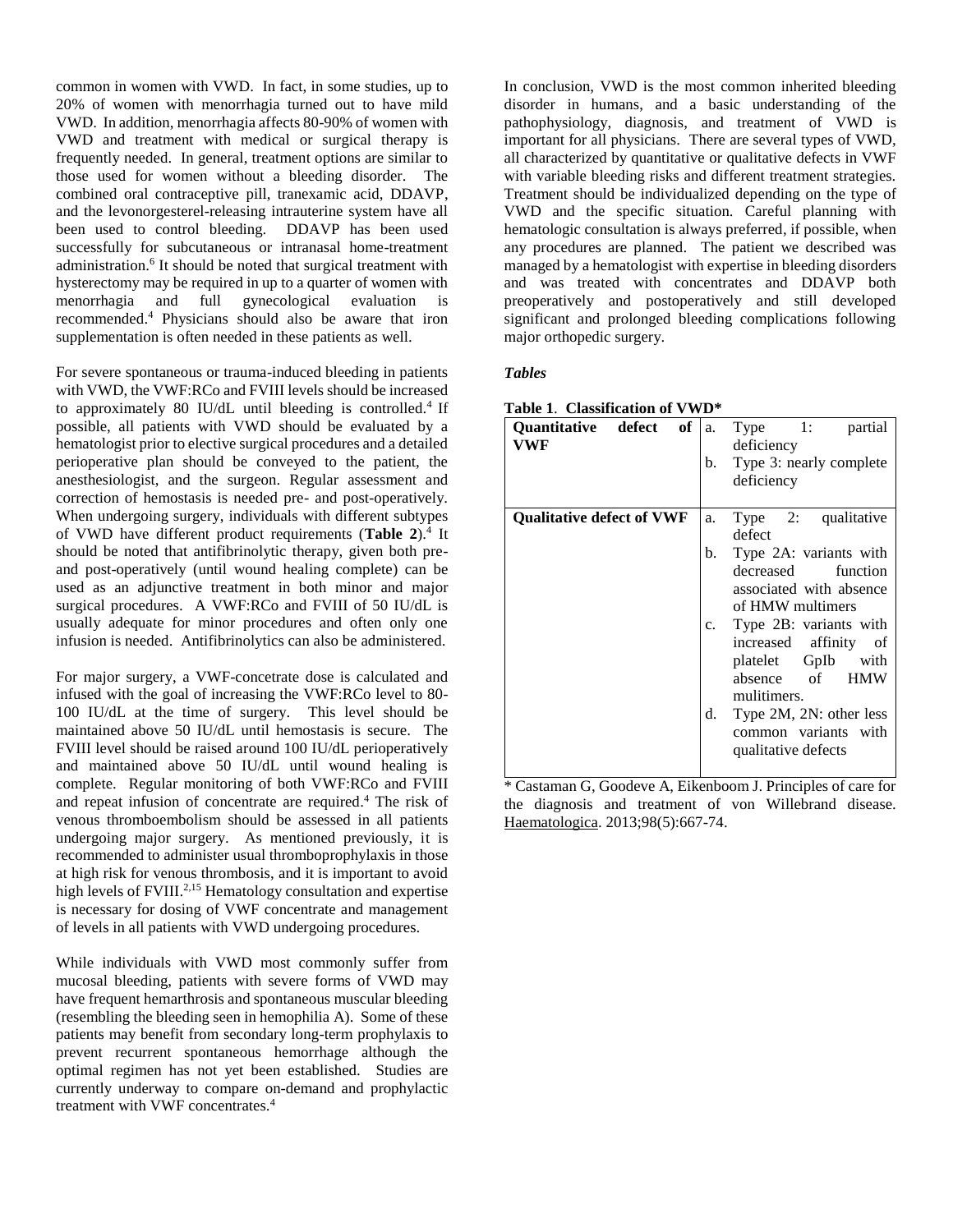common in women with VWD. In fact, in some studies, up to 20% of women with menorrhagia turned out to have mild VWD. In addition, menorrhagia affects 80-90% of women with VWD and treatment with medical or surgical therapy is frequently needed. In general, treatment options are similar to those used for women without a bleeding disorder. The combined oral contraceptive pill, tranexamic acid, DDAVP, and the levonorgesterel-releasing intrauterine system have all been used to control bleeding. DDAVP has been used successfully for subcutaneous or intranasal home-treatment administration.[6] It should be noted that surgical treatment with hysterectomy may be required in up to a quarter of women with menorrhagia and full gynecological evaluation is recommended.[4] Physicians should also be aware that iron supplementation is often needed in these patients as well.

For severe spontaneous or trauma-induced bleeding in patients with VWD, the VWF:RCo and FVIII levels should be increased to approximately 80 IU/dL until bleeding is controlled.[4] If possible, all patients with VWD should be evaluated by a hematologist prior to elective surgical procedures and a detailed perioperative plan should be conveyed to the patient, the anesthesiologist, and the surgeon. Regular assessment and correction of hemostasis is needed pre- and post-operatively. When undergoing surgery, individuals with different subtypes of VWD have different product requirements (**Table 2**).[4] It should be noted that antifibrinolytic therapy, given both pre- and post-operatively (until wound healing complete) can be used as an adjunctive treatment in both minor and major surgical procedures. A VWF:RCo and FVIII of 50 IU/dL is usually adequate for minor procedures and often only one infusion is needed. Antifibrinolytics can also be administered.

For major surgery, a VWF-concetrate dose is calculated and infused with the goal of increasing the VWF:RCo level to 80-100 IU/dL at the time of surgery. This level should be maintained above 50 IU/dL until hemostasis is secure. The FVIII level should be raised around 100 IU/dL perioperatively and maintained above 50 IU/dL until wound healing is complete. Regular monitoring of both VWF:RCo and FVIII and repeat infusion of concentrate are required.[4] The risk of venous thromboembolism should be assessed in all patients undergoing major surgery. As mentioned previously, it is recommended to administer usual thromboprophylaxis in those at high risk for venous thrombosis, and it is important to avoid high levels of FVIII.[2,15] Hematology consultation and expertise is necessary for dosing of VWF concentrate and management of levels in all patients with VWD undergoing procedures.

While individuals with VWD most commonly suffer from mucosal bleeding, patients with severe forms of VWD may have frequent hemarthrosis and spontaneous muscular bleeding (resembling the bleeding seen in hemophilia A). Some of these patients may benefit from secondary long-term prophylaxis to prevent recurrent spontaneous hemorrhage although the optimal regimen has not yet been established. Studies are currently underway to compare on-demand and prophylactic treatment with VWF concentrates.[4]

In conclusion, VWD is the most common inherited bleeding disorder in humans, and a basic understanding of the pathophysiology, diagnosis, and treatment of VWD is important for all physicians. There are several types of VWD, all characterized by quantitative or qualitative defects in VWF with variable bleeding risks and different treatment strategies. Treatment should be individualized depending on the type of VWD and the specific situation. Careful planning with hematologic consultation is always preferred, if possible, when any procedures are planned. The patient we described was managed by a hematologist with expertise in bleeding disorders and was treated with concentrates and DDAVP both preoperatively and postoperatively and still developed significant and prolonged bleeding complications following major orthopedic surgery.

***Tables***

**Table 1**. **Classification of VWD***

| | |
|---|---|
| **Quantitative defect of VWF** | a. Type 1: partial deficiency<br>b. Type 3: nearly complete deficiency |
| **Qualitative defect of VWF** | a. Type 2: qualitative defect<br>b. Type 2A: variants with decreased function associated with absence of HMW multimers<br>c. Type 2B: variants with increased affinity of platelet GpIb with absence of HMW mulitimers.<br>d. Type 2M, 2N: other less common variants with qualitative defects |

\* Castaman G, Goodeve A, Eikenboom J. Principles of care for the diagnosis and treatment of von Willebrand disease. Haematologica. 2013;98(5):667-74.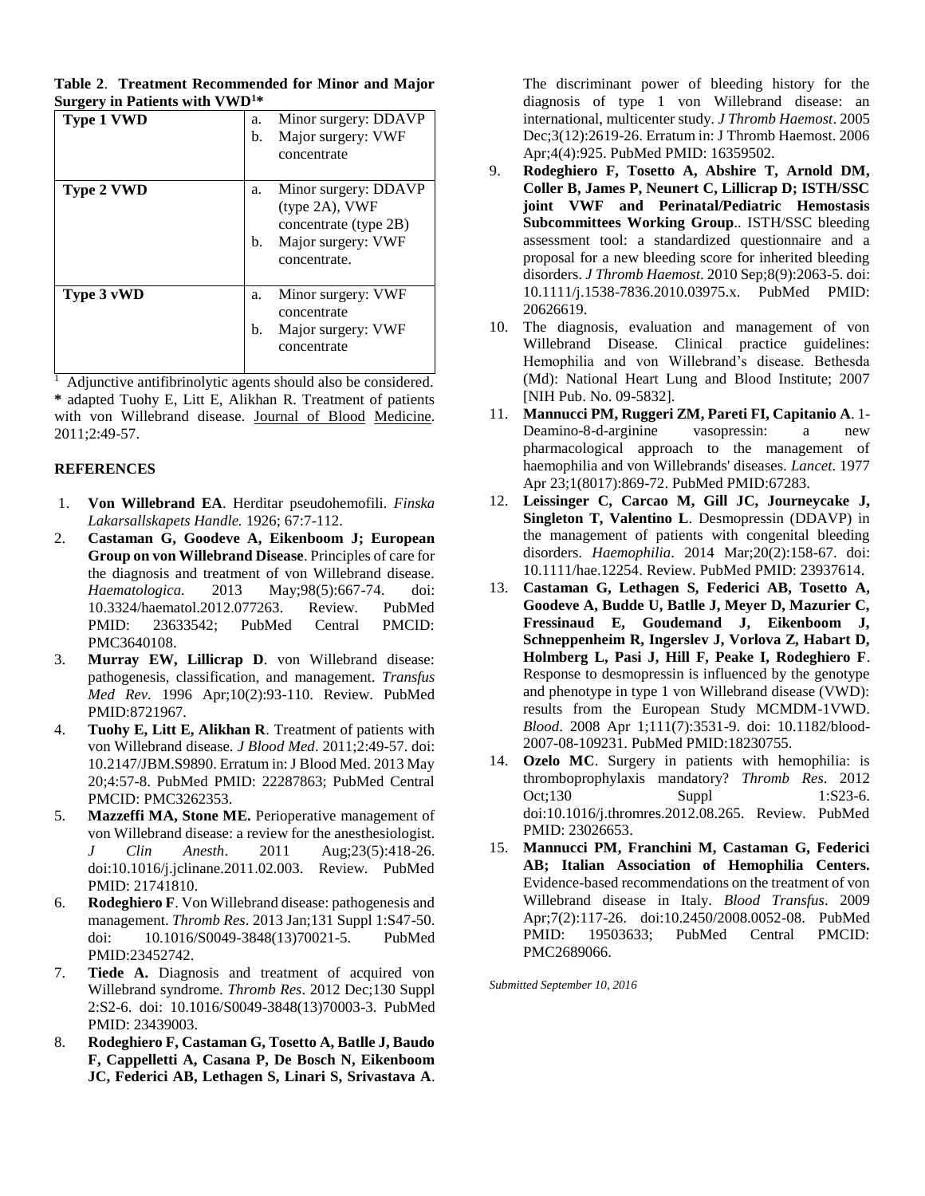**Table 2**. **Treatment Recommended for Minor and Major Surgery in Patients with VWD[1]***

| | |
|---|---|
| **Type 1 VWD** | a. Minor surgery: DDAVP<br>b. Major surgery: VWF concentrate |
| **Type 2 VWD** | a. Minor surgery: DDAVP (type 2A), VWF concentrate (type 2B)<br>b. Major surgery: VWF concentrate. |
| **Type 3 vWD** | a. Minor surgery: VWF concentrate<br>b. Major surgery: VWF concentrate |

[1] Adjunctive antifibrinolytic agents should also be considered.
* adapted Tuohy E, Litt E, Alikhan R. Treatment of patients with von Willebrand disease. Journal of Blood Medicine. 2011;2:49-57.

## REFERENCES

1. **Von Willebrand EA**. Herditar pseudohemofili. *Finska Lakarsallskapets Handle.* 1926; 67:7-112.
2. **Castaman G, Goodeve A, Eikenboom J; European Group on von Willebrand Disease**. Principles of care for the diagnosis and treatment of von Willebrand disease. *Haematologica.* 2013 May;98(5):667-74. doi: 10.3324/haematol.2012.077263. Review. PubMed PMID: 23633542; PubMed Central PMCID: PMC3640108.
3. **Murray EW, Lillicrap D**. von Willebrand disease: pathogenesis, classification, and management. *Transfus Med Rev*. 1996 Apr;10(2):93-110. Review. PubMed PMID:8721967.
4. **Tuohy E, Litt E, Alikhan R**. Treatment of patients with von Willebrand disease. *J Blood Med*. 2011;2:49-57. doi: 10.2147/JBM.S9890. Erratum in: J Blood Med. 2013 May 20;4:57-8. PubMed PMID: 22287863; PubMed Central PMCID: PMC3262353.
5. **Mazzeffi MA, Stone ME.** Perioperative management of von Willebrand disease: a review for the anesthesiologist. *J Clin Anesth*. 2011 Aug;23(5):418-26. doi:10.1016/j.jclinane.2011.02.003. Review. PubMed PMID: 21741810.
6. **Rodeghiero F**. Von Willebrand disease: pathogenesis and management. *Thromb Res*. 2013 Jan;131 Suppl 1:S47-50. doi: 10.1016/S0049-3848(13)70021-5. PubMed PMID:23452742.
7. **Tiede A.** Diagnosis and treatment of acquired von Willebrand syndrome. *Thromb Res*. 2012 Dec;130 Suppl 2:S2-6. doi: 10.1016/S0049-3848(13)70003-3. PubMed PMID: 23439003.
8. **Rodeghiero F, Castaman G, Tosetto A, Batlle J, Baudo F, Cappelletti A, Casana P, De Bosch N, Eikenboom JC, Federici AB, Lethagen S, Linari S, Srivastava A**. The discriminant power of bleeding history for the diagnosis of type 1 von Willebrand disease: an international, multicenter study. *J Thromb Haemost*. 2005 Dec;3(12):2619-26. Erratum in: J Thromb Haemost. 2006 Apr;4(4):925. PubMed PMID: 16359502.
9. **Rodeghiero F, Tosetto A, Abshire T, Arnold DM, Coller B, James P, Neunert C, Lillicrap D; ISTH/SSC joint VWF and Perinatal/Pediatric Hemostasis Subcommittees Working Group**.. ISTH/SSC bleeding assessment tool: a standardized questionnaire and a proposal for a new bleeding score for inherited bleeding disorders. *J Thromb Haemost*. 2010 Sep;8(9):2063-5. doi: 10.1111/j.1538-7836.2010.03975.x. PubMed PMID: 20626619.
10. The diagnosis, evaluation and management of von Willebrand Disease. Clinical practice guidelines: Hemophilia and von Willebrand's disease. Bethesda (Md): National Heart Lung and Blood Institute; 2007 [NIH Pub. No. 09-5832].
11. **Mannucci PM, Ruggeri ZM, Pareti FI, Capitanio A**. 1-Deamino-8-d-arginine vasopressin: a new pharmacological approach to the management of haemophilia and von Willebrands' diseases. *Lancet*. 1977 Apr 23;1(8017):869-72. PubMed PMID:67283.
12. **Leissinger C, Carcao M, Gill JC, Journeycake J, Singleton T, Valentino L**. Desmopressin (DDAVP) in the management of patients with congenital bleeding disorders. *Haemophilia*. 2014 Mar;20(2):158-67. doi: 10.1111/hae.12254. Review. PubMed PMID: 23937614.
13. **Castaman G, Lethagen S, Federici AB, Tosetto A, Goodeve A, Budde U, Batlle J, Meyer D, Mazurier C, Fressinaud E, Goudemand J, Eikenboom J, Schneppenheim R, Ingerslev J, Vorlova Z, Habart D, Holmberg L, Pasi J, Hill F, Peake I, Rodeghiero F**. Response to desmopressin is influenced by the genotype and phenotype in type 1 von Willebrand disease (VWD): results from the European Study MCMDM-1VWD. *Blood*. 2008 Apr 1;111(7):3531-9. doi: 10.1182/blood-2007-08-109231. PubMed PMID:18230755.
14. **Ozelo MC**. Surgery in patients with hemophilia: is thromboprophylaxis mandatory? *Thromb Res*. 2012 Oct;130 Suppl 1:S23-6. doi:10.1016/j.thromres.2012.08.265. Review. PubMed PMID: 23026653.
15. **Mannucci PM, Franchini M, Castaman G, Federici AB; Italian Association of Hemophilia Centers.** Evidence-based recommendations on the treatment of von Willebrand disease in Italy. *Blood Transfus*. 2009 Apr;7(2):117-26. doi:10.2450/2008.0052-08. PubMed PMID: 19503633; PubMed Central PMCID: PMC2689066.

*Submitted September 10, 2016*